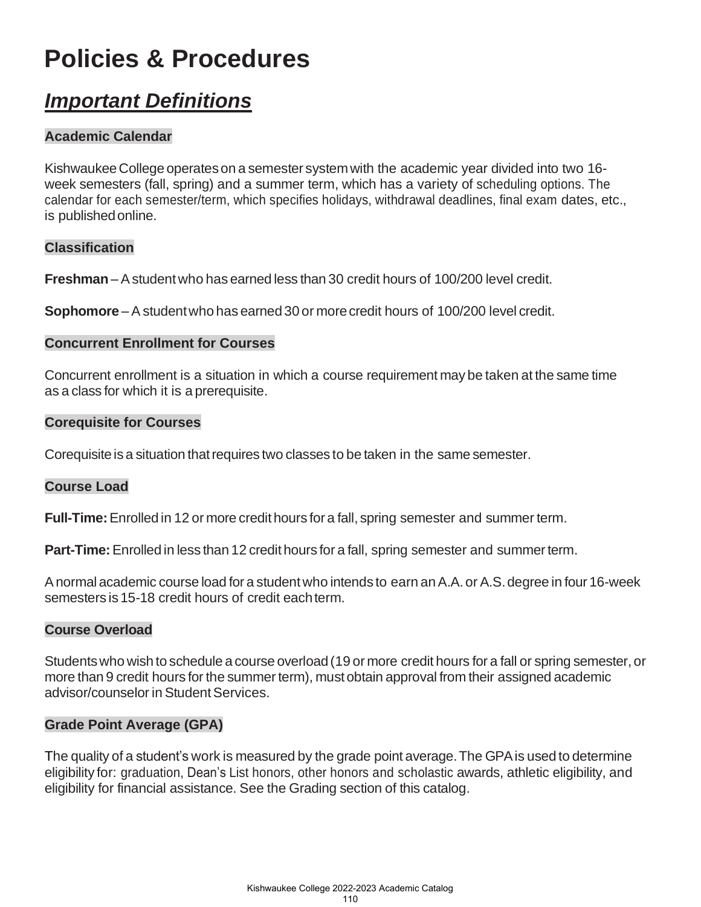# Policies & Procedures

## ***Important Definitions***

### Academic Calendar

Kishwaukee College operates on a semester system with the academic year divided into two 16-week semesters (fall, spring) and a summer term, which has a variety of scheduling options. The calendar for each semester/term, which specifies holidays, withdrawal deadlines, final exam dates, etc., is published online.

### Classification

**Freshman** – A student who has earned less than 30 credit hours of 100/200 level credit.

**Sophomore** – A student who has earned 30 or more credit hours of 100/200 level credit.

### Concurrent Enrollment for Courses

Concurrent enrollment is a situation in which a course requirement may be taken at the same time as a class for which it is a prerequisite.

### Corequisite for Courses

Corequisite is a situation that requires two classes to be taken in the same semester.

### Course Load

**Full-Time:** Enrolled in 12 or more credit hours for a fall, spring semester and summer term.

**Part-Time:** Enrolled in less than 12 credit hours for a fall, spring semester and summer term.

A normal academic course load for a student who intends to earn an A.A. or A.S. degree in four 16-week semesters is 15-18 credit hours of credit each term.

### Course Overload

Students who wish to schedule a course overload (19 or more credit hours for a fall or spring semester, or more than 9 credit hours for the summer term), must obtain approval from their assigned academic advisor/counselor in Student Services.

### Grade Point Average (GPA)

The quality of a student's work is measured by the grade point average. The GPA is used to determine eligibility for: graduation, Dean's List honors, other honors and scholastic awards, athletic eligibility, and eligibility for financial assistance. See the Grading section of this catalog.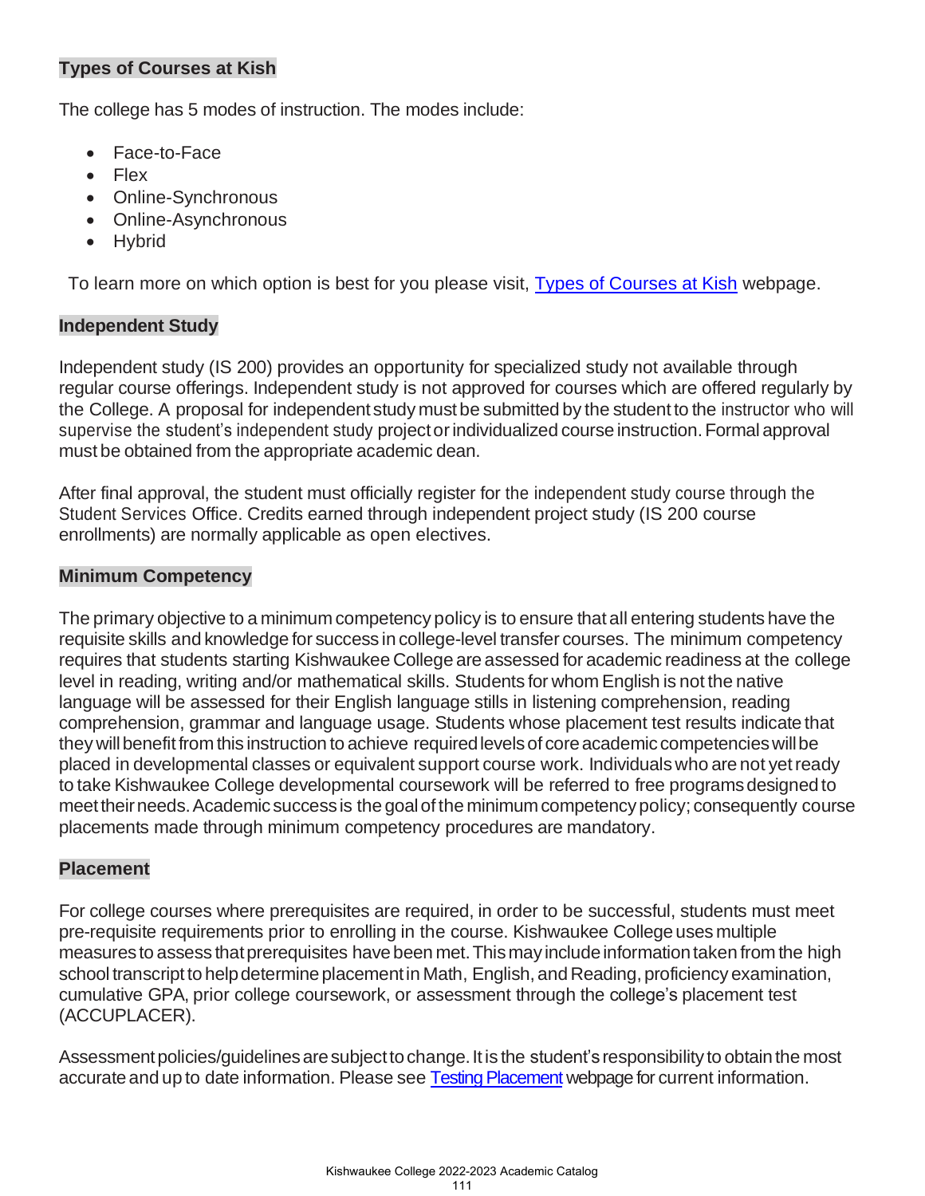## Types of Courses at Kish

The college has 5 modes of instruction. The modes include:

- Face-to-Face
- Flex
- Online-Synchronous
- Online-Asynchronous
- Hybrid

To learn more on which option is best for you please visit, [Types of Courses at Kish] webpage.

## Independent Study

Independent study (IS 200) provides an opportunity for specialized study not available through regular course offerings. Independent study is not approved for courses which are offered regularly by the College. A proposal for independent study must be submitted by the student to the instructor who will supervise the student's independent study project or individualized course instruction. Formal approval must be obtained from the appropriate academic dean.

After final approval, the student must officially register for the independent study course through the Student Services Office. Credits earned through independent project study (IS 200 course enrollments) are normally applicable as open electives.

## Minimum Competency

The primary objective to a minimum competency policy is to ensure that all entering students have the requisite skills and knowledge for success in college-level transfer courses. The minimum competency requires that students starting Kishwaukee College are assessed for academic readiness at the college level in reading, writing and/or mathematical skills. Students for whom English is not the native language will be assessed for their English language stills in listening comprehension, reading comprehension, grammar and language usage. Students whose placement test results indicate that they will benefit from this instruction to achieve required levels of core academic competencies will be placed in developmental classes or equivalent support course work. Individuals who are not yet ready to take Kishwaukee College developmental coursework will be referred to free programs designed to meet their needs. Academic success is the goal of the minimum competency policy; consequently course placements made through minimum competency procedures are mandatory.

## Placement

For college courses where prerequisites are required, in order to be successful, students must meet pre-requisite requirements prior to enrolling in the course. Kishwaukee College uses multiple measures to assess that prerequisites have been met. This may include information taken from the high school transcript to help determine placement in Math, English, and Reading, proficiency examination, cumulative GPA, prior college coursework, or assessment through the college's placement test (ACCUPLACER).

Assessment policies/guidelines are subject to change. It is the student's responsibility to obtain the most accurate and up to date information. Please see [Testing Placement] webpage for current information.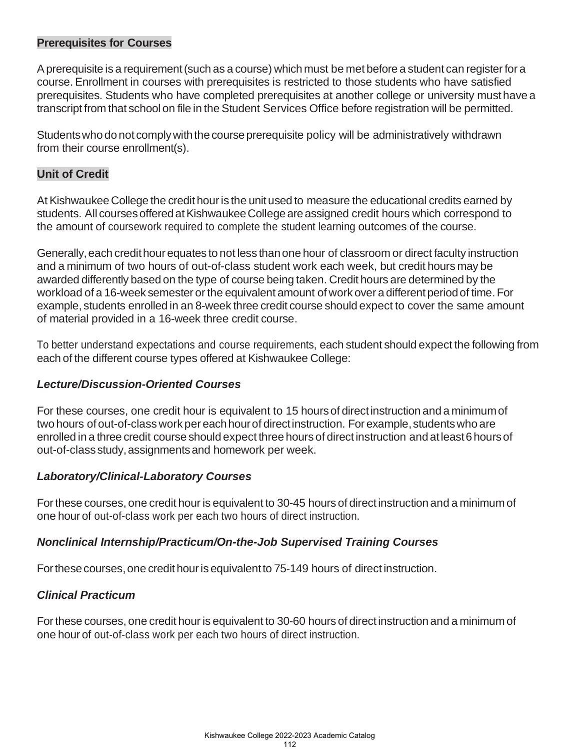**Prerequisites for Courses**

A prerequisite is a requirement (such as a course) which must be met before a student can register for a course. Enrollment in courses with prerequisites is restricted to those students who have satisfied prerequisites. Students who have completed prerequisites at another college or university must have a transcript from that school on file in the Student Services Office before registration will be permitted.

Students who do not comply with the course prerequisite policy will be administratively withdrawn from their course enrollment(s).

**Unit of Credit**

At Kishwaukee College the credit hour is the unit used to measure the educational credits earned by students. All courses offered at Kishwaukee College are assigned credit hours which correspond to the amount of coursework required to complete the student learning outcomes of the course.

Generally, each credit hour equates to not less than one hour of classroom or direct faculty instruction and a minimum of two hours of out-of-class student work each week, but credit hours may be awarded differently based on the type of course being taken. Credit hours are determined by the workload of a 16-week semester or the equivalent amount of work over a different period of time. For example, students enrolled in an 8-week three credit course should expect to cover the same amount of material provided in a 16-week three credit course.

To better understand expectations and course requirements, each student should expect the following from each of the different course types offered at Kishwaukee College:

***Lecture/Discussion-Oriented Courses***

For these courses, one credit hour is equivalent to 15 hours of direct instruction and a minimum of two hours of out-of-class work per each hour of direct instruction. For example, students who are enrolled in a three credit course should expect three hours of direct instruction and at least 6 hours of out-of-class study, assignments and homework per week.

***Laboratory/Clinical-Laboratory Courses***

For these courses, one credit hour is equivalent to 30-45 hours of direct instruction and a minimum of one hour of out-of-class work per each two hours of direct instruction.

***Nonclinical Internship/Practicum/On-the-Job Supervised Training Courses***

For these courses, one credit hour is equivalent to 75-149 hours of direct instruction.

***Clinical Practicum***

For these courses, one credit hour is equivalent to 30-60 hours of direct instruction and a minimum of one hour of out-of-class work per each two hours of direct instruction.